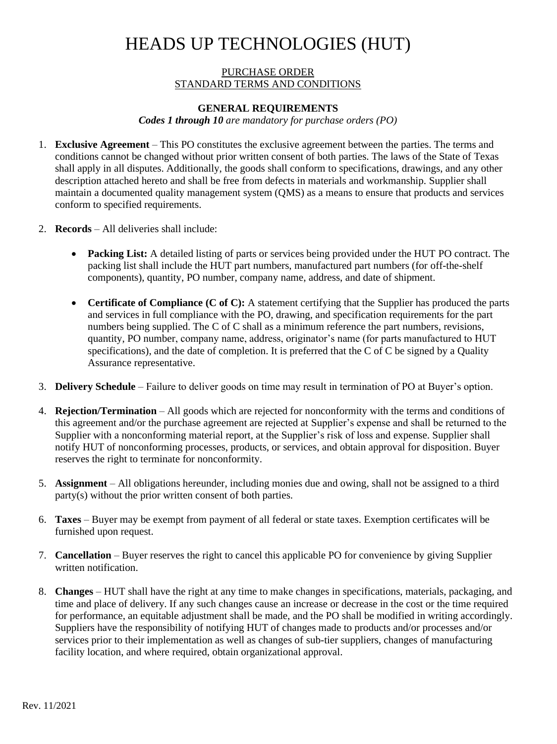# HEADS UP TECHNOLOGIES (HUT)

PURCHASE ORDER
STANDARD TERMS AND CONDITIONS

### GENERAL REQUIREMENTS

***Codes 1 through 10** are mandatory for purchase orders (PO)*

1. **Exclusive Agreement** – This PO constitutes the exclusive agreement between the parties. The terms and conditions cannot be changed without prior written consent of both parties. The laws of the State of Texas shall apply in all disputes. Additionally, the goods shall conform to specifications, drawings, and any other description attached hereto and shall be free from defects in materials and workmanship. Supplier shall maintain a documented quality management system (QMS) as a means to ensure that products and services conform to specified requirements.

2. **Records** – All deliveries shall include:

   - **Packing List:** A detailed listing of parts or services being provided under the HUT PO contract. The packing list shall include the HUT part numbers, manufactured part numbers (for off-the-shelf components), quantity, PO number, company name, address, and date of shipment.

   - **Certificate of Compliance (C of C):** A statement certifying that the Supplier has produced the parts and services in full compliance with the PO, drawing, and specification requirements for the part numbers being supplied. The C of C shall as a minimum reference the part numbers, revisions, quantity, PO number, company name, address, originator's name (for parts manufactured to HUT specifications), and the date of completion. It is preferred that the C of C be signed by a Quality Assurance representative.

3. **Delivery Schedule** – Failure to deliver goods on time may result in termination of PO at Buyer's option.

4. **Rejection/Termination** – All goods which are rejected for nonconformity with the terms and conditions of this agreement and/or the purchase agreement are rejected at Supplier's expense and shall be returned to the Supplier with a nonconforming material report, at the Supplier's risk of loss and expense. Supplier shall notify HUT of nonconforming processes, products, or services, and obtain approval for disposition. Buyer reserves the right to terminate for nonconformity.

5. **Assignment** – All obligations hereunder, including monies due and owing, shall not be assigned to a third party(s) without the prior written consent of both parties.

6. **Taxes** – Buyer may be exempt from payment of all federal or state taxes. Exemption certificates will be furnished upon request.

7. **Cancellation** – Buyer reserves the right to cancel this applicable PO for convenience by giving Supplier written notification.

8. **Changes** – HUT shall have the right at any time to make changes in specifications, materials, packaging, and time and place of delivery. If any such changes cause an increase or decrease in the cost or the time required for performance, an equitable adjustment shall be made, and the PO shall be modified in writing accordingly. Suppliers have the responsibility of notifying HUT of changes made to products and/or processes and/or services prior to their implementation as well as changes of sub-tier suppliers, changes of manufacturing facility location, and where required, obtain organizational approval.

Rev. 11/2021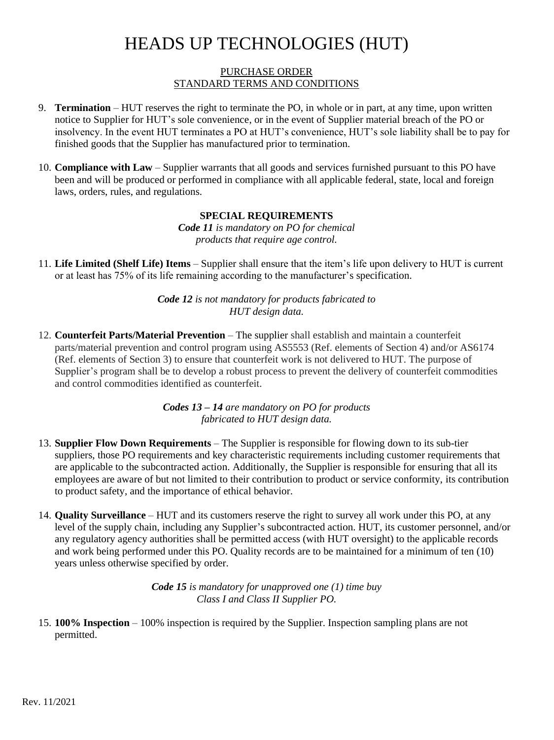# HEADS UP TECHNOLOGIES (HUT)

PURCHASE ORDER
STANDARD TERMS AND CONDITIONS

9. **Termination** – HUT reserves the right to terminate the PO, in whole or in part, at any time, upon written notice to Supplier for HUT's sole convenience, or in the event of Supplier material breach of the PO or insolvency. In the event HUT terminates a PO at HUT's convenience, HUT's sole liability shall be to pay for finished goods that the Supplier has manufactured prior to termination.

10. **Compliance with Law** – Supplier warrants that all goods and services furnished pursuant to this PO have been and will be produced or performed in compliance with all applicable federal, state, local and foreign laws, orders, rules, and regulations.

**SPECIAL REQUIREMENTS**

***Code 11*** *is mandatory on PO for chemical products that require age control.*

11. **Life Limited (Shelf Life) Items** – Supplier shall ensure that the item's life upon delivery to HUT is current or at least has 75% of its life remaining according to the manufacturer's specification.

***Code 12*** *is not mandatory for products fabricated to HUT design data.*

12. **Counterfeit Parts/Material Prevention** – The supplier shall establish and maintain a counterfeit parts/material prevention and control program using AS5553 (Ref. elements of Section 4) and/or AS6174 (Ref. elements of Section 3) to ensure that counterfeit work is not delivered to HUT. The purpose of Supplier's program shall be to develop a robust process to prevent the delivery of counterfeit commodities and control commodities identified as counterfeit.

***Codes 13 – 14*** *are mandatory on PO for products fabricated to HUT design data.*

13. **Supplier Flow Down Requirements** – The Supplier is responsible for flowing down to its sub-tier suppliers, those PO requirements and key characteristic requirements including customer requirements that are applicable to the subcontracted action. Additionally, the Supplier is responsible for ensuring that all its employees are aware of but not limited to their contribution to product or service conformity, its contribution to product safety, and the importance of ethical behavior.

14. **Quality Surveillance** – HUT and its customers reserve the right to survey all work under this PO, at any level of the supply chain, including any Supplier's subcontracted action. HUT, its customer personnel, and/or any regulatory agency authorities shall be permitted access (with HUT oversight) to the applicable records and work being performed under this PO. Quality records are to be maintained for a minimum of ten (10) years unless otherwise specified by order.

***Code 15*** *is mandatory for unapproved one (1) time buy Class I and Class II Supplier PO.*

15. **100% Inspection** – 100% inspection is required by the Supplier. Inspection sampling plans are not permitted.

Rev. 11/2021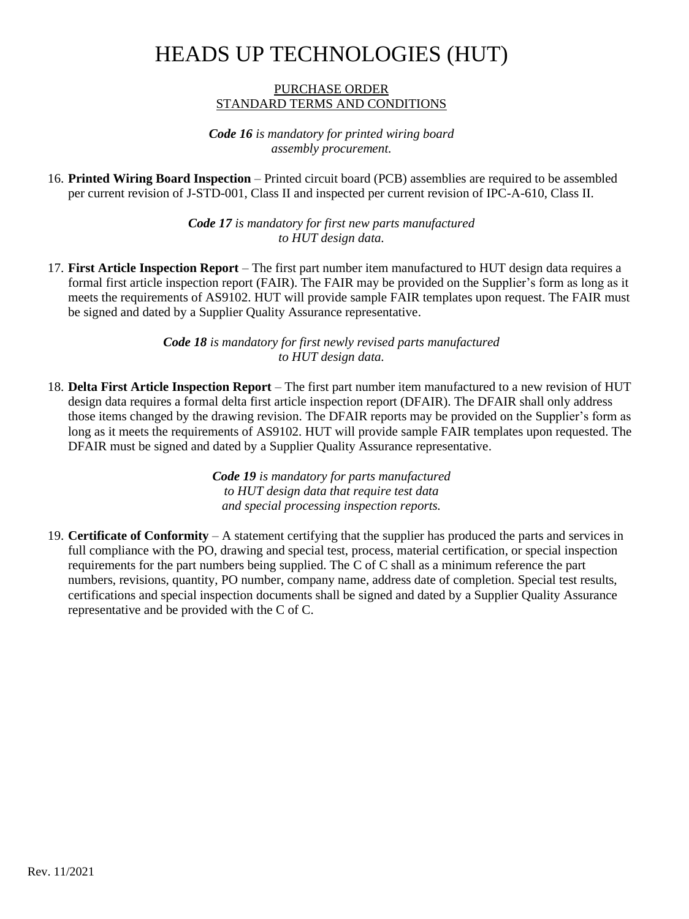# HEADS UP TECHNOLOGIES (HUT)

PURCHASE ORDER
STANDARD TERMS AND CONDITIONS

***Code 16** is mandatory for printed wiring board assembly procurement.*

16. **Printed Wiring Board Inspection** – Printed circuit board (PCB) assemblies are required to be assembled per current revision of J-STD-001, Class II and inspected per current revision of IPC-A-610, Class II.

***Code 17** is mandatory for first new parts manufactured to HUT design data.*

17. **First Article Inspection Report** – The first part number item manufactured to HUT design data requires a formal first article inspection report (FAIR). The FAIR may be provided on the Supplier's form as long as it meets the requirements of AS9102. HUT will provide sample FAIR templates upon request. The FAIR must be signed and dated by a Supplier Quality Assurance representative.

***Code 18** is mandatory for first newly revised parts manufactured to HUT design data.*

18. **Delta First Article Inspection Report** – The first part number item manufactured to a new revision of HUT design data requires a formal delta first article inspection report (DFAIR). The DFAIR shall only address those items changed by the drawing revision. The DFAIR reports may be provided on the Supplier's form as long as it meets the requirements of AS9102. HUT will provide sample FAIR templates upon requested. The DFAIR must be signed and dated by a Supplier Quality Assurance representative.

***Code 19** is mandatory for parts manufactured to HUT design data that require test data and special processing inspection reports.*

19. **Certificate of Conformity** – A statement certifying that the supplier has produced the parts and services in full compliance with the PO, drawing and special test, process, material certification, or special inspection requirements for the part numbers being supplied. The C of C shall as a minimum reference the part numbers, revisions, quantity, PO number, company name, address date of completion. Special test results, certifications and special inspection documents shall be signed and dated by a Supplier Quality Assurance representative and be provided with the C of C.

Rev. 11/2021